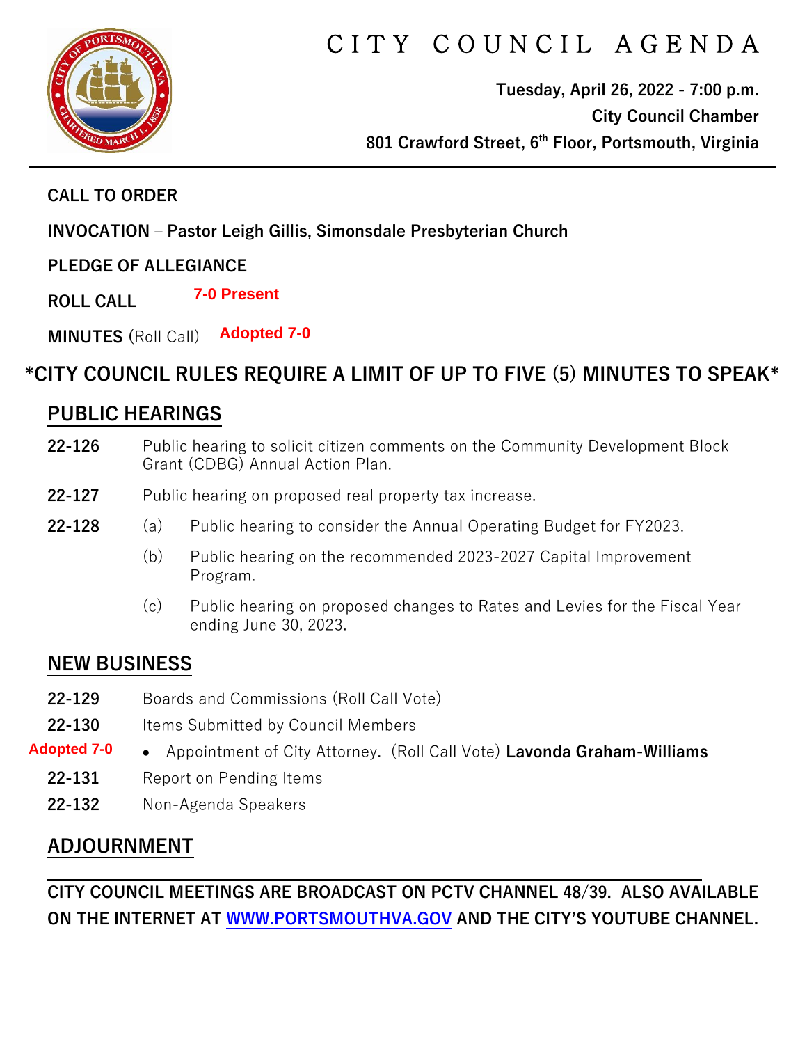# CITY COUNCIL AGENDA

**Tuesday, April 26, 2022 - 7:00 p.m.**
**City Council Chamber**
**801 Crawford Street, 6th Floor, Portsmouth, Virginia**

---

**CALL TO ORDER**

**INVOCATION – Pastor Leigh Gillis, Simonsdale Presbyterian Church**

**PLEDGE OF ALLEGIANCE**

**ROLL CALL** **7-0 Present**

**MINUTES** (Roll Call) **Adopted 7-0**

## *CITY COUNCIL RULES REQUIRE A LIMIT OF UP TO FIVE (5) MINUTES TO SPEAK*

## PUBLIC HEARINGS

**22-126** Public hearing to solicit citizen comments on the Community Development Block Grant (CDBG) Annual Action Plan.

**22-127** Public hearing on proposed real property tax increase.

**22-128**
- (a) Public hearing to consider the Annual Operating Budget for FY2023.
- (b) Public hearing on the recommended 2023-2027 Capital Improvement Program.
- (c) Public hearing on proposed changes to Rates and Levies for the Fiscal Year ending June 30, 2023.

## NEW BUSINESS

**22-129** Boards and Commissions (Roll Call Vote)

**22-130** Items Submitted by Council Members

**Adopted 7-0**
- Appointment of City Attorney. (Roll Call Vote) **Lavonda Graham-Williams**

**22-131** Report on Pending Items

**22-132** Non-Agenda Speakers

## ADJOURNMENT

---

**CITY COUNCIL MEETINGS ARE BROADCAST ON PCTV CHANNEL 48/39. ALSO AVAILABLE ON THE INTERNET AT WWW.PORTSMOUTHVA.GOV AND THE CITY'S YOUTUBE CHANNEL.**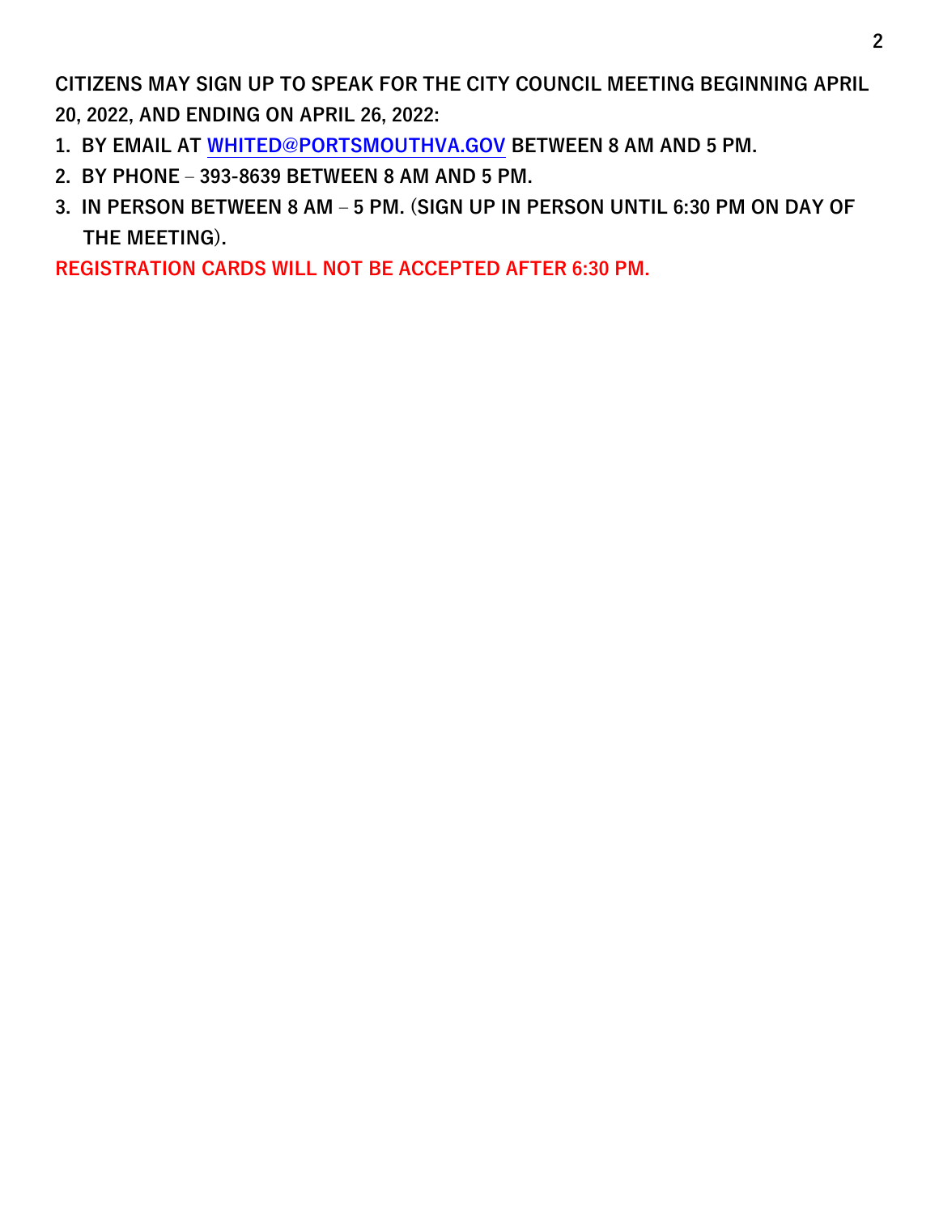**CITIZENS MAY SIGN UP TO SPEAK FOR THE CITY COUNCIL MEETING BEGINNING APRIL 20, 2022, AND ENDING ON APRIL 26, 2022:**

1. **BY EMAIL AT WHITED@PORTSMOUTHVA.GOV BETWEEN 8 AM AND 5 PM.**
2. **BY PHONE – 393-8639 BETWEEN 8 AM AND 5 PM.**
3. **IN PERSON BETWEEN 8 AM – 5 PM. (SIGN UP IN PERSON UNTIL 6:30 PM ON DAY OF THE MEETING).**

**REGISTRATION CARDS WILL NOT BE ACCEPTED AFTER 6:30 PM.**